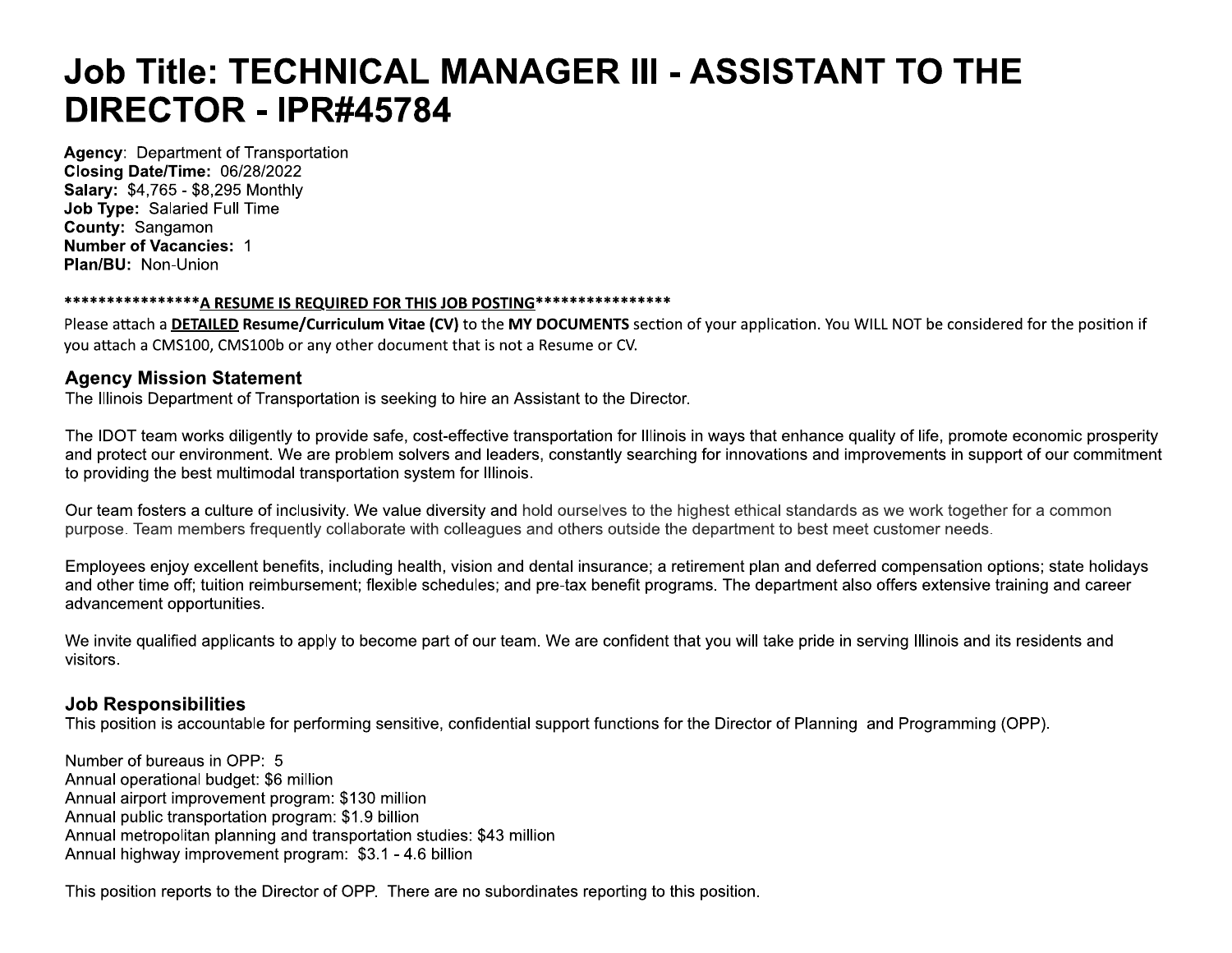# Job Title: TECHNICAL MANAGER III - ASSISTANT TO THE DIRECTOR - IPR#45784

**Agency**: Department of Transportation
**Closing Date/Time:** 06/28/2022
**Salary:** $4,765 - $8,295 Monthly
**Job Type:** Salaried Full Time
**County:** Sangamon
**Number of Vacancies:** 1
**Plan/BU:** Non-Union

****************<u>**A RESUME IS REQUIRED FOR THIS JOB POSTING**</u>****************

Please attach a <u>**DETAILED**</u> **Resume/Curriculum Vitae (CV)** to the **MY DOCUMENTS** section of your application. You WILL NOT be considered for the position if you attach a CMS100, CMS100b or any other document that is not a Resume or CV.

### Agency Mission Statement

The Illinois Department of Transportation is seeking to hire an Assistant to the Director.

The IDOT team works diligently to provide safe, cost-effective transportation for Illinois in ways that enhance quality of life, promote economic prosperity and protect our environment. We are problem solvers and leaders, constantly searching for innovations and improvements in support of our commitment to providing the best multimodal transportation system for Illinois.

Our team fosters a culture of inclusivity. We value diversity and hold ourselves to the highest ethical standards as we work together for a common purpose. Team members frequently collaborate with colleagues and others outside the department to best meet customer needs.

Employees enjoy excellent benefits, including health, vision and dental insurance; a retirement plan and deferred compensation options; state holidays and other time off; tuition reimbursement; flexible schedules; and pre-tax benefit programs. The department also offers extensive training and career advancement opportunities.

We invite qualified applicants to apply to become part of our team. We are confident that you will take pride in serving Illinois and its residents and visitors.

### Job Responsibilities

This position is accountable for performing sensitive, confidential support functions for the Director of Planning and Programming (OPP).

Number of bureaus in OPP: 5
Annual operational budget: $6 million
Annual airport improvement program: $130 million
Annual public transportation program: $1.9 billion
Annual metropolitan planning and transportation studies: $43 million
Annual highway improvement program: $3.1 - 4.6 billion

This position reports to the Director of OPP. There are no subordinates reporting to this position.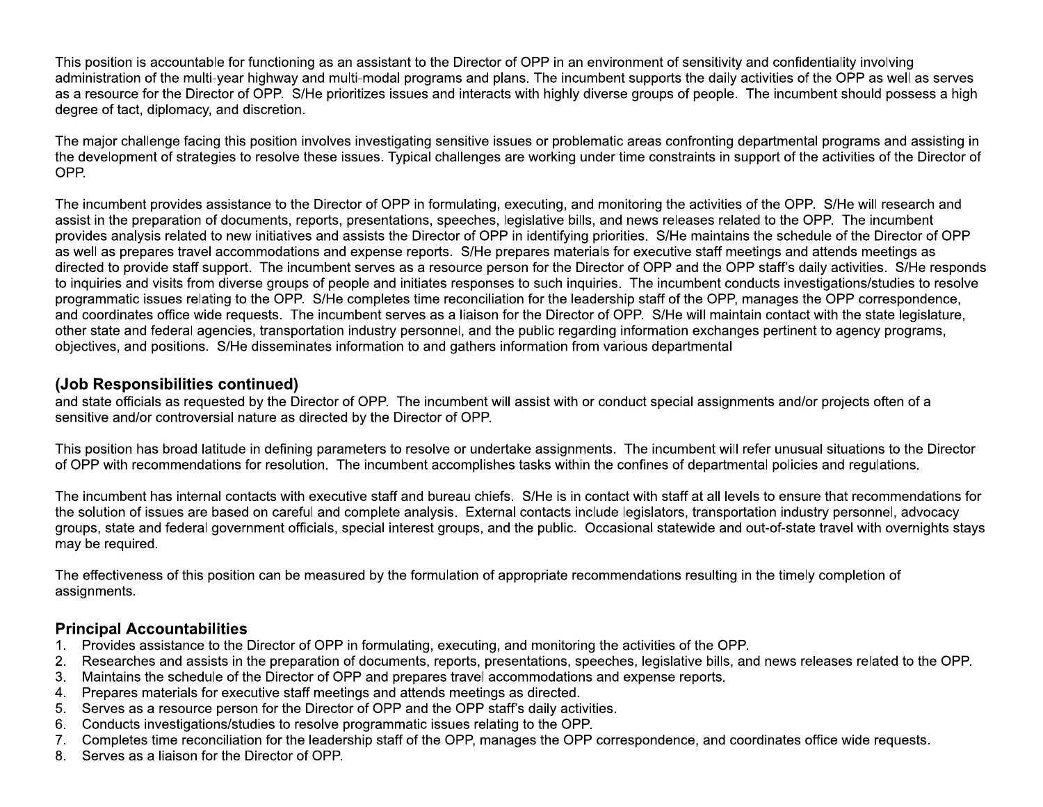This position is accountable for functioning as an assistant to the Director of OPP in an environment of sensitivity and confidentiality involving administration of the multi-year highway and multi-modal programs and plans. The incumbent supports the daily activities of the OPP as well as serves as a resource for the Director of OPP. S/He prioritizes issues and interacts with highly diverse groups of people. The incumbent should possess a high degree of tact, diplomacy, and discretion.

The major challenge facing this position involves investigating sensitive issues or problematic areas confronting departmental programs and assisting in the development of strategies to resolve these issues. Typical challenges are working under time constraints in support of the activities of the Director of OPP.

The incumbent provides assistance to the Director of OPP in formulating, executing, and monitoring the activities of the OPP. S/He will research and assist in the preparation of documents, reports, presentations, speeches, legislative bills, and news releases related to the OPP. The incumbent provides analysis related to new initiatives and assists the Director of OPP in identifying priorities. S/He maintains the schedule of the Director of OPP as well as prepares travel accommodations and expense reports. S/He prepares materials for executive staff meetings and attends meetings as directed to provide staff support. The incumbent serves as a resource person for the Director of OPP and the OPP staff's daily activities. S/He responds to inquiries and visits from diverse groups of people and initiates responses to such inquiries. The incumbent conducts investigations/studies to resolve programmatic issues relating to the OPP. S/He completes time reconciliation for the leadership staff of the OPP, manages the OPP correspondence, and coordinates office wide requests. The incumbent serves as a liaison for the Director of OPP. S/He will maintain contact with the state legislature, other state and federal agencies, transportation industry personnel, and the public regarding information exchanges pertinent to agency programs, objectives, and positions. S/He disseminates information to and gathers information from various departmental

## (Job Responsibilities continued)

and state officials as requested by the Director of OPP. The incumbent will assist with or conduct special assignments and/or projects often of a sensitive and/or controversial nature as directed by the Director of OPP.

This position has broad latitude in defining parameters to resolve or undertake assignments. The incumbent will refer unusual situations to the Director of OPP with recommendations for resolution. The incumbent accomplishes tasks within the confines of departmental policies and regulations.

The incumbent has internal contacts with executive staff and bureau chiefs. S/He is in contact with staff at all levels to ensure that recommendations for the solution of issues are based on careful and complete analysis. External contacts include legislators, transportation industry personnel, advocacy groups, state and federal government officials, special interest groups, and the public. Occasional statewide and out-of-state travel with overnights stays may be required.

The effectiveness of this position can be measured by the formulation of appropriate recommendations resulting in the timely completion of assignments.

## Principal Accountabilities

1. Provides assistance to the Director of OPP in formulating, executing, and monitoring the activities of the OPP.
2. Researches and assists in the preparation of documents, reports, presentations, speeches, legislative bills, and news releases related to the OPP.
3. Maintains the schedule of the Director of OPP and prepares travel accommodations and expense reports.
4. Prepares materials for executive staff meetings and attends meetings as directed.
5. Serves as a resource person for the Director of OPP and the OPP staff's daily activities.
6. Conducts investigations/studies to resolve programmatic issues relating to the OPP.
7. Completes time reconciliation for the leadership staff of the OPP, manages the OPP correspondence, and coordinates office wide requests.
8. Serves as a liaison for the Director of OPP.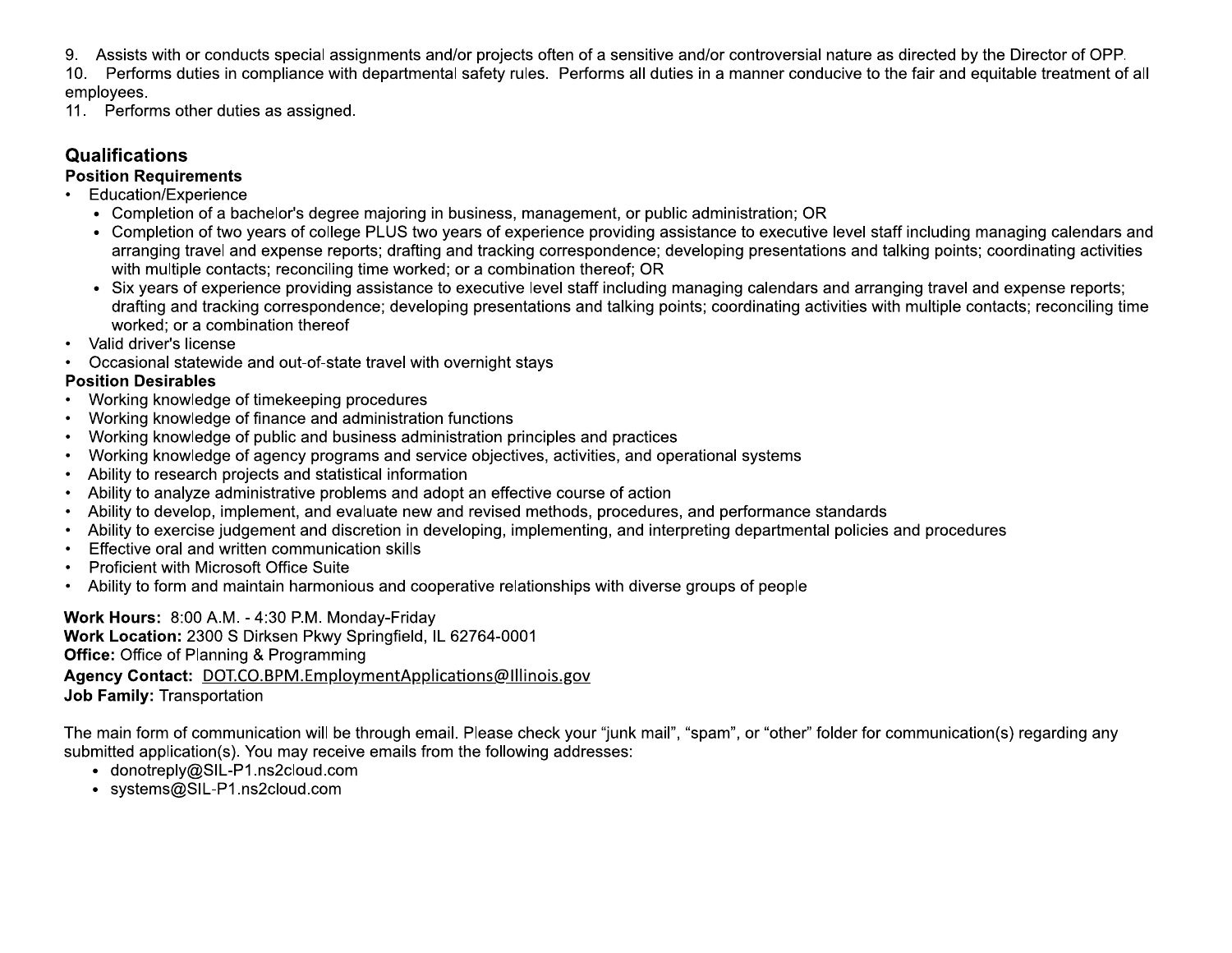9. Assists with or conducts special assignments and/or projects often of a sensitive and/or controversial nature as directed by the Director of OPP.
10. Performs duties in compliance with departmental safety rules. Performs all duties in a manner conducive to the fair and equitable treatment of all employees.
11. Performs other duties as assigned.

## Qualifications

**Position Requirements**

- Education/Experience
  - Completion of a bachelor's degree majoring in business, management, or public administration; OR
  - Completion of two years of college PLUS two years of experience providing assistance to executive level staff including managing calendars and arranging travel and expense reports; drafting and tracking correspondence; developing presentations and talking points; coordinating activities with multiple contacts; reconciling time worked; or a combination thereof; OR
  - Six years of experience providing assistance to executive level staff including managing calendars and arranging travel and expense reports; drafting and tracking correspondence; developing presentations and talking points; coordinating activities with multiple contacts; reconciling time worked; or a combination thereof
- Valid driver's license
- Occasional statewide and out-of-state travel with overnight stays

**Position Desirables**

- Working knowledge of timekeeping procedures
- Working knowledge of finance and administration functions
- Working knowledge of public and business administration principles and practices
- Working knowledge of agency programs and service objectives, activities, and operational systems
- Ability to research projects and statistical information
- Ability to analyze administrative problems and adopt an effective course of action
- Ability to develop, implement, and evaluate new and revised methods, procedures, and performance standards
- Ability to exercise judgement and discretion in developing, implementing, and interpreting departmental policies and procedures
- Effective oral and written communication skills
- Proficient with Microsoft Office Suite
- Ability to form and maintain harmonious and cooperative relationships with diverse groups of people

**Work Hours:** 8:00 A.M. - 4:30 P.M. Monday-Friday
**Work Location:** 2300 S Dirksen Pkwy Springfield, IL 62764-0001
**Office:** Office of Planning & Programming
**Agency Contact:** DOT.CO.BPM.EmploymentApplications@Illinois.gov
**Job Family:** Transportation

The main form of communication will be through email. Please check your "junk mail", "spam", or "other" folder for communication(s) regarding any submitted application(s). You may receive emails from the following addresses:

- donotreply@SIL-P1.ns2cloud.com
- systems@SIL-P1.ns2cloud.com